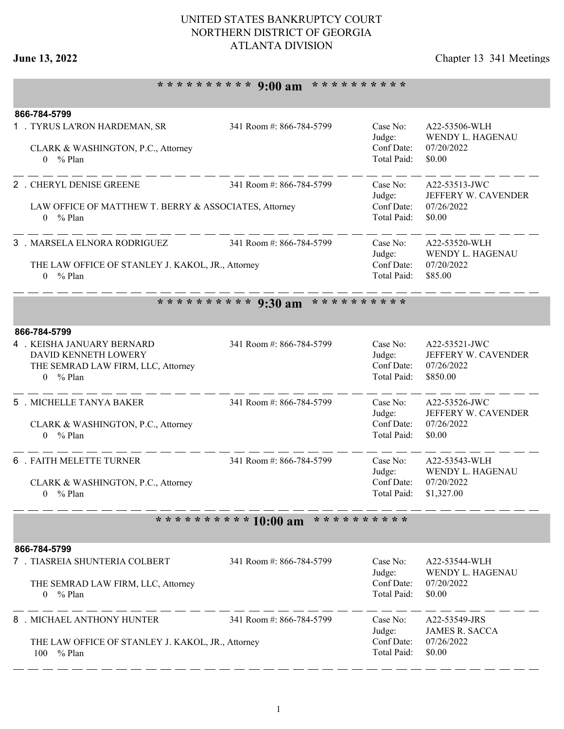# UNITED STATES BANKRUPTCY COURT
# NORTHERN DISTRICT OF GEORGIA
# ATLANTA DIVISION

**June 13, 2022** — Chapter 13 341 Meetings

## ********** 9:00 am **********

**866-784-5799**

1 . TYRUS LA'RON HARDEMAN, SR — 341 Room #: 866-784-5799
CLARK & WASHINGTON, P.C., Attorney
0 % Plan

Case No: A22-53506-WLH
Judge: WENDY L. HAGENAU
Conf Date: 07/20/2022
Total Paid: $0.00

---

2 . CHERYL DENISE GREENE — 341 Room #: 866-784-5799
LAW OFFICE OF MATTHEW T. BERRY & ASSOCIATES, Attorney
0 % Plan

Case No: A22-53513-JWC
Judge: JEFFERY W. CAVENDER
Conf Date: 07/26/2022
Total Paid: $0.00

---

3 . MARSELA ELNORA RODRIGUEZ — 341 Room #: 866-784-5799
THE LAW OFFICE OF STANLEY J. KAKOL, JR., Attorney
0 % Plan

Case No: A22-53520-WLH
Judge: WENDY L. HAGENAU
Conf Date: 07/20/2022
Total Paid: $85.00

---

## ********** 9:30 am **********

**866-784-5799**

4 . KEISHA JANUARY BERNARD
DAVID KENNETH LOWERY — 341 Room #: 866-784-5799
THE SEMRAD LAW FIRM, LLC, Attorney
0 % Plan

Case No: A22-53521-JWC
Judge: JEFFERY W. CAVENDER
Conf Date: 07/26/2022
Total Paid: $850.00

---

5 . MICHELLE TANYA BAKER — 341 Room #: 866-784-5799
CLARK & WASHINGTON, P.C., Attorney
0 % Plan

Case No: A22-53526-JWC
Judge: JEFFERY W. CAVENDER
Conf Date: 07/26/2022
Total Paid: $0.00

---

6 . FAITH MELETTE TURNER — 341 Room #: 866-784-5799
CLARK & WASHINGTON, P.C., Attorney
0 % Plan

Case No: A22-53543-WLH
Judge: WENDY L. HAGENAU
Conf Date: 07/20/2022
Total Paid: $1,327.00

---

## ********** 10:00 am **********

**866-784-5799**

7 . TIASREIA SHUNTERIA COLBERT — 341 Room #: 866-784-5799
THE SEMRAD LAW FIRM, LLC, Attorney
0 % Plan

Case No: A22-53544-WLH
Judge: WENDY L. HAGENAU
Conf Date: 07/20/2022
Total Paid: $0.00

---

8 . MICHAEL ANTHONY HUNTER — 341 Room #: 866-784-5799
THE LAW OFFICE OF STANLEY J. KAKOL, JR., Attorney
100 % Plan

Case No: A22-53549-JRS
Judge: JAMES R. SACCA
Conf Date: 07/26/2022
Total Paid: $0.00

---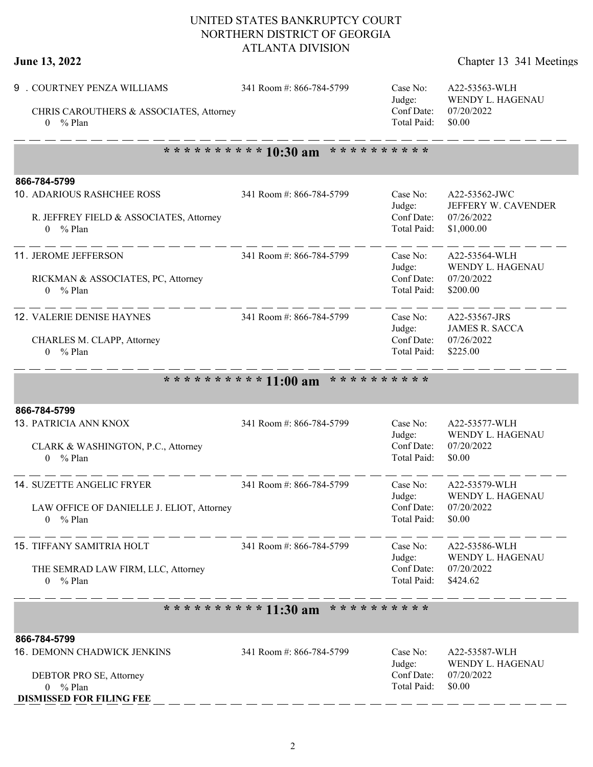UNITED STATES BANKRUPTCY COURT
NORTHERN DISTRICT OF GEORGIA
ATLANTA DIVISION

**June 13, 2022** Chapter 13 341 Meetings

9 . COURTNEY PENZA WILLIAMS — 341 Room #: 866-784-5799
CHRIS CAROUTHERS & ASSOCIATES, Attorney
0 % Plan

Case No: A22-53563-WLH
Judge: WENDY L. HAGENAU
Conf Date: 07/20/2022
Total Paid: $0.00

## * * * * * * * * * * 10:30 am * * * * * * * * * *

**866-784-5799**

10. ADARIOUS RASHCHEE ROSS — 341 Room #: 866-784-5799
R. JEFFREY FIELD & ASSOCIATES, Attorney
0 % Plan

Case No: A22-53562-JWC
Judge: JEFFERY W. CAVENDER
Conf Date: 07/26/2022
Total Paid: $1,000.00

11. JEROME JEFFERSON — 341 Room #: 866-784-5799
RICKMAN & ASSOCIATES, PC, Attorney
0 % Plan

Case No: A22-53564-WLH
Judge: WENDY L. HAGENAU
Conf Date: 07/20/2022
Total Paid: $200.00

12. VALERIE DENISE HAYNES — 341 Room #: 866-784-5799
CHARLES M. CLAPP, Attorney
0 % Plan

Case No: A22-53567-JRS
Judge: JAMES R. SACCA
Conf Date: 07/26/2022
Total Paid: $225.00

## * * * * * * * * * * 11:00 am * * * * * * * * * *

**866-784-5799**

13. PATRICIA ANN KNOX — 341 Room #: 866-784-5799
CLARK & WASHINGTON, P.C., Attorney
0 % Plan

Case No: A22-53577-WLH
Judge: WENDY L. HAGENAU
Conf Date: 07/20/2022
Total Paid: $0.00

14. SUZETTE ANGELIC FRYER — 341 Room #: 866-784-5799
LAW OFFICE OF DANIELLE J. ELIOT, Attorney
0 % Plan

Case No: A22-53579-WLH
Judge: WENDY L. HAGENAU
Conf Date: 07/20/2022
Total Paid: $0.00

15. TIFFANY SAMITRIA HOLT — 341 Room #: 866-784-5799
THE SEMRAD LAW FIRM, LLC, Attorney
0 % Plan

Case No: A22-53586-WLH
Judge: WENDY L. HAGENAU
Conf Date: 07/20/2022
Total Paid: $424.62

## * * * * * * * * * * 11:30 am * * * * * * * * * *

**866-784-5799**

16. DEMONN CHADWICK JENKINS — 341 Room #: 866-784-5799
DEBTOR PRO SE, Attorney
0 % Plan

Case No: A22-53587-WLH
Judge: WENDY L. HAGENAU
Conf Date: 07/20/2022
Total Paid: $0.00

**DISMISSED FOR FILING FEE**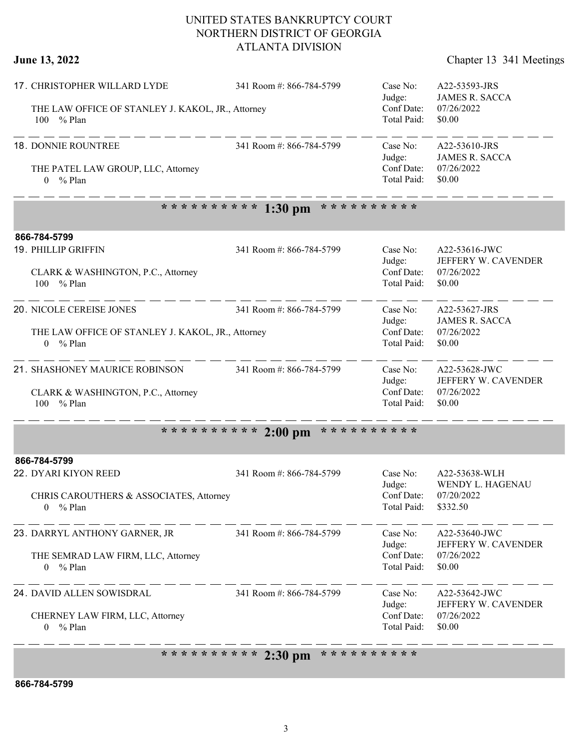# UNITED STATES BANKRUPTCY COURT
# NORTHERN DISTRICT OF GEORGIA
# ATLANTA DIVISION

**June 13, 2022** Chapter 13 341 Meetings

17. CHRISTOPHER WILLARD LYDE — 341 Room #: 866-784-5799

THE LAW OFFICE OF STANLEY J. KAKOL, JR., Attorney
100 % Plan

Case No: A22-53593-JRS
Judge: JAMES R. SACCA
Conf Date: 07/26/2022
Total Paid: $0.00

---

18. DONNIE ROUNTREE — 341 Room #: 866-784-5799

THE PATEL LAW GROUP, LLC, Attorney
0 % Plan

Case No: A22-53610-JRS
Judge: JAMES R. SACCA
Conf Date: 07/26/2022
Total Paid: $0.00

---

## ********** 1:30 pm **********

**866-784-5799**

19. PHILLIP GRIFFIN — 341 Room #: 866-784-5799

CLARK & WASHINGTON, P.C., Attorney
100 % Plan

Case No: A22-53616-JWC
Judge: JEFFERY W. CAVENDER
Conf Date: 07/26/2022
Total Paid: $0.00

---

20. NICOLE CEREISE JONES — 341 Room #: 866-784-5799

THE LAW OFFICE OF STANLEY J. KAKOL, JR., Attorney
0 % Plan

Case No: A22-53627-JRS
Judge: JAMES R. SACCA
Conf Date: 07/26/2022
Total Paid: $0.00

---

21. SHASHONEY MAURICE ROBINSON — 341 Room #: 866-784-5799

CLARK & WASHINGTON, P.C., Attorney
100 % Plan

Case No: A22-53628-JWC
Judge: JEFFERY W. CAVENDER
Conf Date: 07/26/2022
Total Paid: $0.00

---

## ********** 2:00 pm **********

**866-784-5799**

22. DYARI KIYON REED — 341 Room #: 866-784-5799

CHRIS CAROUTHERS & ASSOCIATES, Attorney
0 % Plan

Case No: A22-53638-WLH
Judge: WENDY L. HAGENAU
Conf Date: 07/20/2022
Total Paid: $332.50

---

23. DARRYL ANTHONY GARNER, JR — 341 Room #: 866-784-5799

THE SEMRAD LAW FIRM, LLC, Attorney
0 % Plan

Case No: A22-53640-JWC
Judge: JEFFERY W. CAVENDER
Conf Date: 07/26/2022
Total Paid: $0.00

---

24. DAVID ALLEN SOWISDRAL — 341 Room #: 866-784-5799

CHERNEY LAW FIRM, LLC, Attorney
0 % Plan

Case No: A22-53642-JWC
Judge: JEFFERY W. CAVENDER
Conf Date: 07/26/2022
Total Paid: $0.00

---

## ********** 2:30 pm **********

**866-784-5799**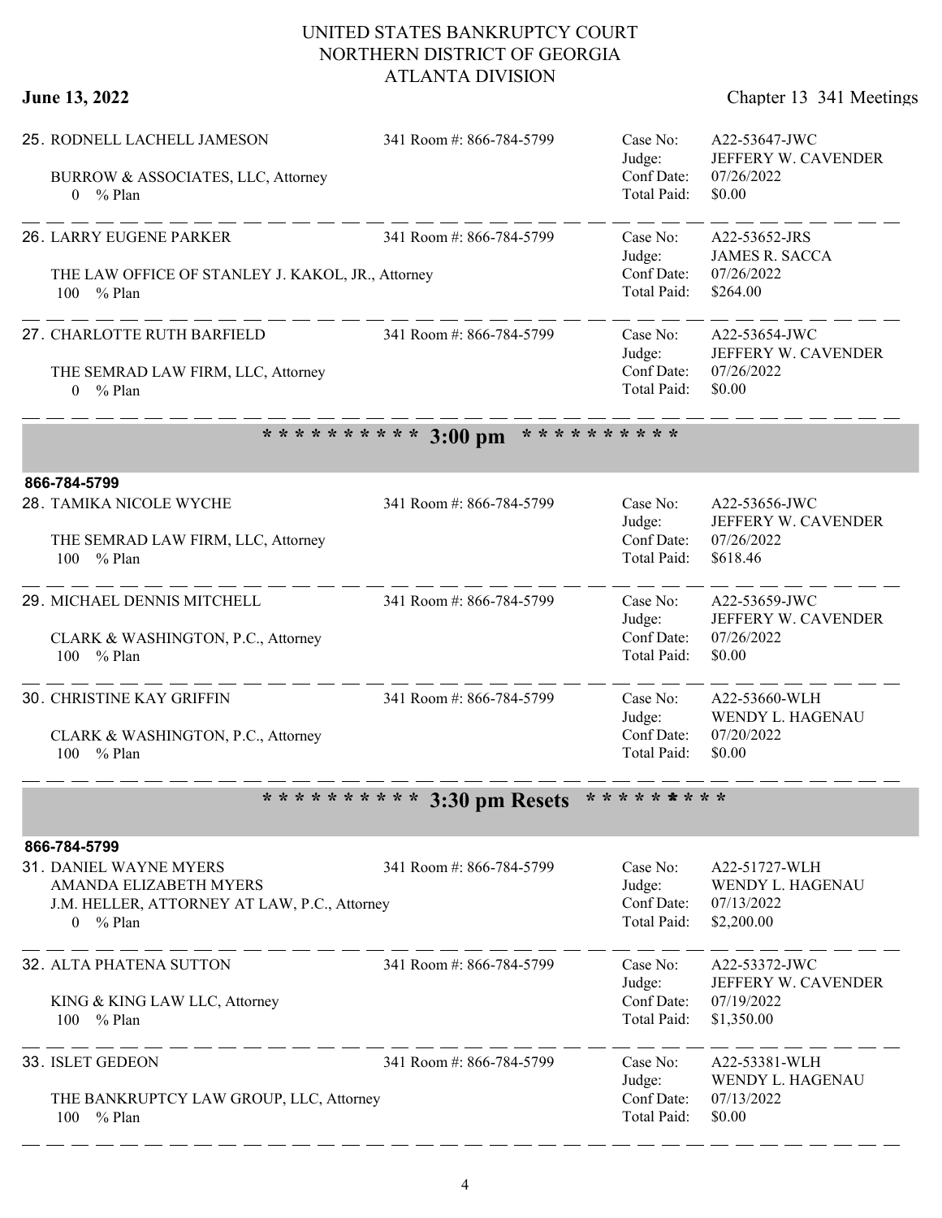# UNITED STATES BANKRUPTCY COURT
# NORTHERN DISTRICT OF GEORGIA
# ATLANTA DIVISION

**June 13, 2022** — Chapter 13 341 Meetings

25. RODNELL LACHELL JAMESON — 341 Room #: 866-784-5799
BURROW & ASSOCIATES, LLC, Attorney
0 % Plan
Case No: A22-53647-JWC
Judge: JEFFERY W. CAVENDER
Conf Date: 07/26/2022
Total Paid: $0.00

---

26. LARRY EUGENE PARKER — 341 Room #: 866-784-5799
THE LAW OFFICE OF STANLEY J. KAKOL, JR., Attorney
100 % Plan
Case No: A22-53652-JRS
Judge: JAMES R. SACCA
Conf Date: 07/26/2022
Total Paid: $264.00

---

27. CHARLOTTE RUTH BARFIELD — 341 Room #: 866-784-5799
THE SEMRAD LAW FIRM, LLC, Attorney
0 % Plan
Case No: A22-53654-JWC
Judge: JEFFERY W. CAVENDER
Conf Date: 07/26/2022
Total Paid: $0.00

---

## * * * * * * * * * * 3:00 pm * * * * * * * * * *

**866-784-5799**

28. TAMIKA NICOLE WYCHE — 341 Room #: 866-784-5799
THE SEMRAD LAW FIRM, LLC, Attorney
100 % Plan
Case No: A22-53656-JWC
Judge: JEFFERY W. CAVENDER
Conf Date: 07/26/2022
Total Paid: $618.46

---

29. MICHAEL DENNIS MITCHELL — 341 Room #: 866-784-5799
CLARK & WASHINGTON, P.C., Attorney
100 % Plan
Case No: A22-53659-JWC
Judge: JEFFERY W. CAVENDER
Conf Date: 07/26/2022
Total Paid: $0.00

---

30. CHRISTINE KAY GRIFFIN — 341 Room #: 866-784-5799
CLARK & WASHINGTON, P.C., Attorney
100 % Plan
Case No: A22-53660-WLH
Judge: WENDY L. HAGENAU
Conf Date: 07/20/2022
Total Paid: $0.00

---

## * * * * * * * * * * 3:30 pm Resets * * * * * * * * * *

**866-784-5799**

31. DANIEL WAYNE MYERS — 341 Room #: 866-784-5799
AMANDA ELIZABETH MYERS
J.M. HELLER, ATTORNEY AT LAW, P.C., Attorney
0 % Plan
Case No: A22-51727-WLH
Judge: WENDY L. HAGENAU
Conf Date: 07/13/2022
Total Paid: $2,200.00

---

32. ALTA PHATENA SUTTON — 341 Room #: 866-784-5799
KING & KING LAW LLC, Attorney
100 % Plan
Case No: A22-53372-JWC
Judge: JEFFERY W. CAVENDER
Conf Date: 07/19/2022
Total Paid: $1,350.00

---

33. ISLET GEDEON — 341 Room #: 866-784-5799
THE BANKRUPTCY LAW GROUP, LLC, Attorney
100 % Plan
Case No: A22-53381-WLH
Judge: WENDY L. HAGENAU
Conf Date: 07/13/2022
Total Paid: $0.00

---